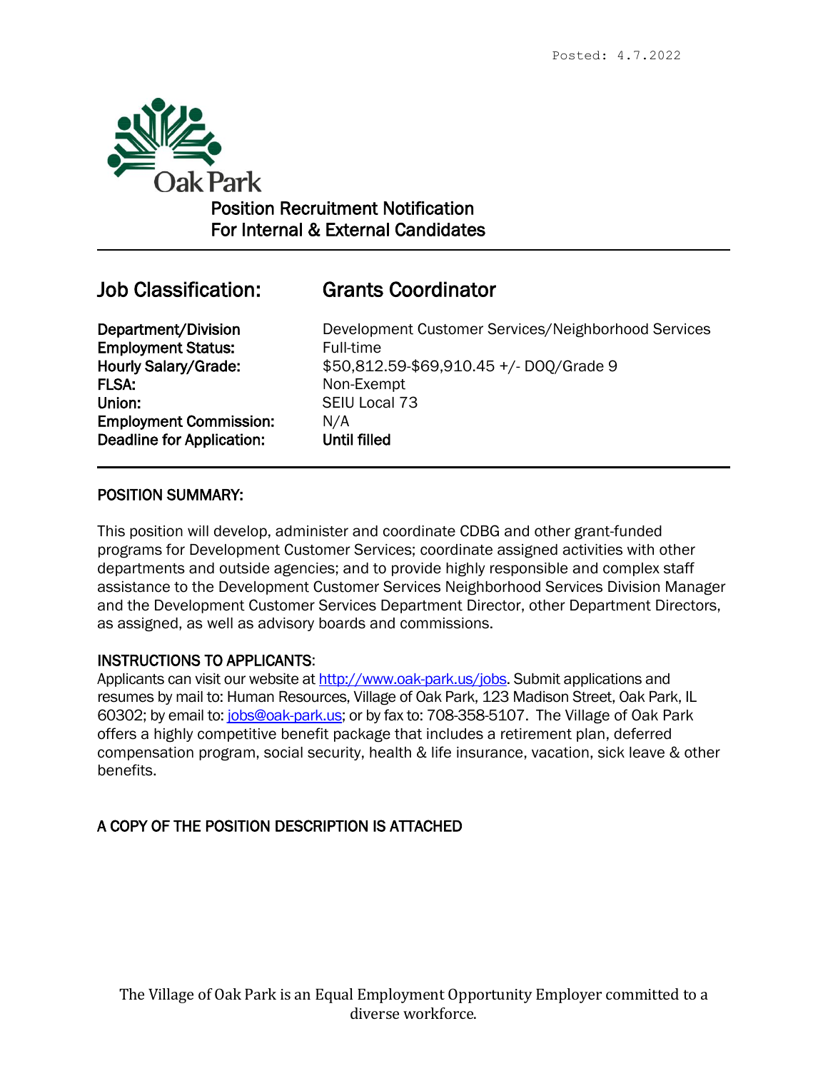Posted: 4.7.2022

Oak Park

# Position Recruitment Notification
# For Internal & External Candidates

---

## Job Classification: Grants Coordinator

| | |
|---|---|
| **Department/Division** | Development Customer Services/Neighborhood Services |
| **Employment Status:** | Full-time |
| **Hourly Salary/Grade:** | $50,812.59-$69,910.45 +/- DOQ/Grade 9 |
| **FLSA:** | Non-Exempt |
| **Union:** | SEIU Local 73 |
| **Employment Commission:** | N/A |
| **Deadline for Application:** | **Until filled** |

---

### POSITION SUMMARY:

This position will develop, administer and coordinate CDBG and other grant-funded programs for Development Customer Services; coordinate assigned activities with other departments and outside agencies; and to provide highly responsible and complex staff assistance to the Development Customer Services Neighborhood Services Division Manager and the Development Customer Services Department Director, other Department Directors, as assigned, as well as advisory boards and commissions.

### INSTRUCTIONS TO APPLICANTS:

Applicants can visit our website at http://www.oak-park.us/jobs. Submit applications and resumes by mail to: Human Resources, Village of Oak Park, 123 Madison Street, Oak Park, IL 60302; by email to: jobs@oak-park.us; or by fax to: 708-358-5107. The Village of Oak Park offers a highly competitive benefit package that includes a retirement plan, deferred compensation program, social security, health & life insurance, vacation, sick leave & other benefits.

### A COPY OF THE POSITION DESCRIPTION IS ATTACHED

The Village of Oak Park is an Equal Employment Opportunity Employer committed to a diverse workforce.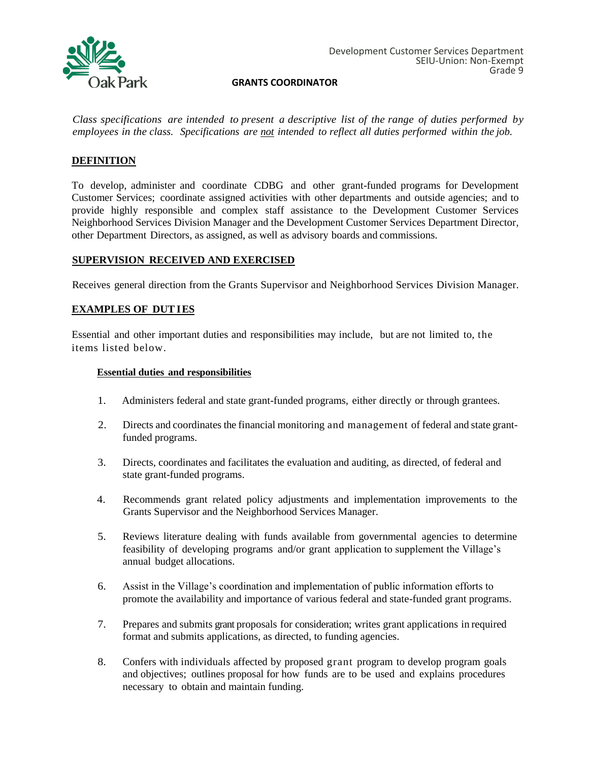Development Customer Services Department
SEIU-Union: Non-Exempt
Grade 9

# GRANTS COORDINATOR

*Class specifications are intended to present a descriptive list of the range of duties performed by employees in the class. Specifications are not intended to reflect all duties performed within the job.*

## DEFINITION

To develop, administer and coordinate CDBG and other grant-funded programs for Development Customer Services; coordinate assigned activities with other departments and outside agencies; and to provide highly responsible and complex staff assistance to the Development Customer Services Neighborhood Services Division Manager and the Development Customer Services Department Director, other Department Directors, as assigned, as well as advisory boards and commissions.

## SUPERVISION RECEIVED AND EXERCISED

Receives general direction from the Grants Supervisor and Neighborhood Services Division Manager.

## EXAMPLES OF DUTIES

Essential and other important duties and responsibilities may include, but are not limited to, the items listed below.

### Essential duties and responsibilities

1. Administers federal and state grant-funded programs, either directly or through grantees.
2. Directs and coordinates the financial monitoring and management of federal and state grant-funded programs.
3. Directs, coordinates and facilitates the evaluation and auditing, as directed, of federal and state grant-funded programs.
4. Recommends grant related policy adjustments and implementation improvements to the Grants Supervisor and the Neighborhood Services Manager.
5. Reviews literature dealing with funds available from governmental agencies to determine feasibility of developing programs and/or grant application to supplement the Village's annual budget allocations.
6. Assist in the Village's coordination and implementation of public information efforts to promote the availability and importance of various federal and state-funded grant programs.
7. Prepares and submits grant proposals for consideration; writes grant applications in required format and submits applications, as directed, to funding agencies.
8. Confers with individuals affected by proposed grant program to develop program goals and objectives; outlines proposal for how funds are to be used and explains procedures necessary to obtain and maintain funding.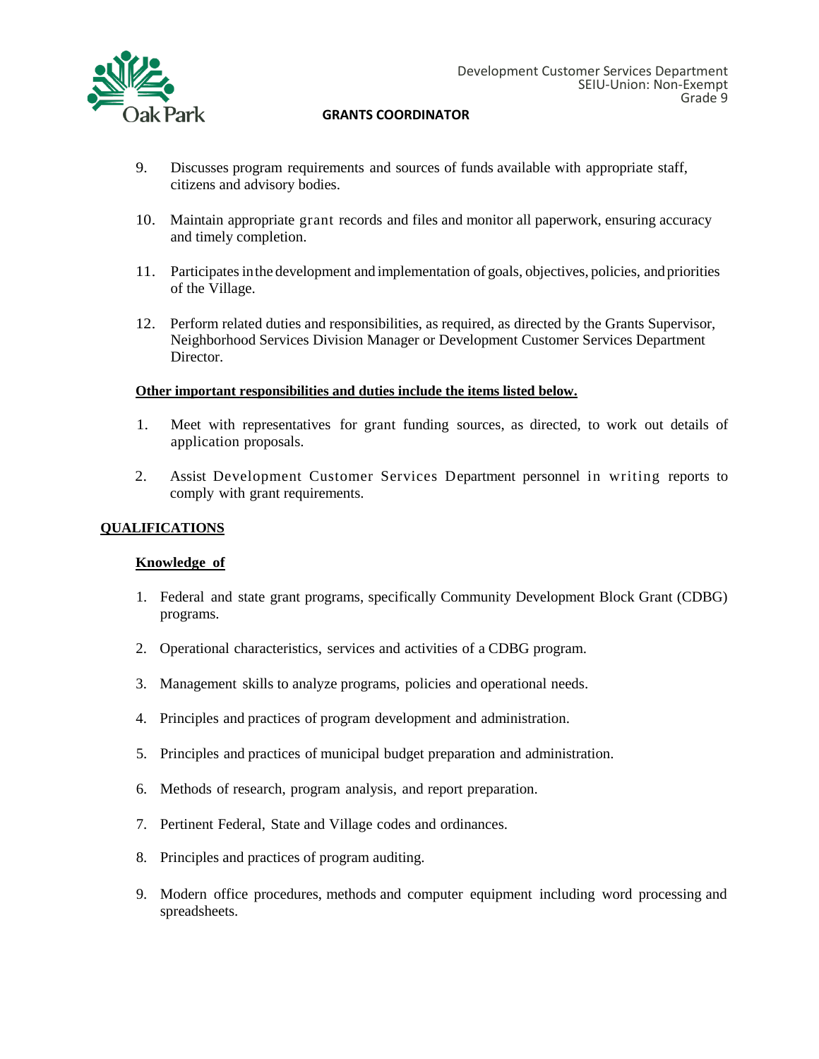9. Discusses program requirements and sources of funds available with appropriate staff, citizens and advisory bodies.

10. Maintain appropriate grant records and files and monitor all paperwork, ensuring accuracy and timely completion.

11. Participates in the development and implementation of goals, objectives, policies, and priorities of the Village.

12. Perform related duties and responsibilities, as required, as directed by the Grants Supervisor, Neighborhood Services Division Manager or Development Customer Services Department Director.

**Other important responsibilities and duties include the items listed below.**

1. Meet with representatives for grant funding sources, as directed, to work out details of application proposals.

2. Assist Development Customer Services Department personnel in writing reports to comply with grant requirements.

## QUALIFICATIONS

### Knowledge of

1. Federal and state grant programs, specifically Community Development Block Grant (CDBG) programs.

2. Operational characteristics, services and activities of a CDBG program.

3. Management skills to analyze programs, policies and operational needs.

4. Principles and practices of program development and administration.

5. Principles and practices of municipal budget preparation and administration.

6. Methods of research, program analysis, and report preparation.

7. Pertinent Federal, State and Village codes and ordinances.

8. Principles and practices of program auditing.

9. Modern office procedures, methods and computer equipment including word processing and spreadsheets.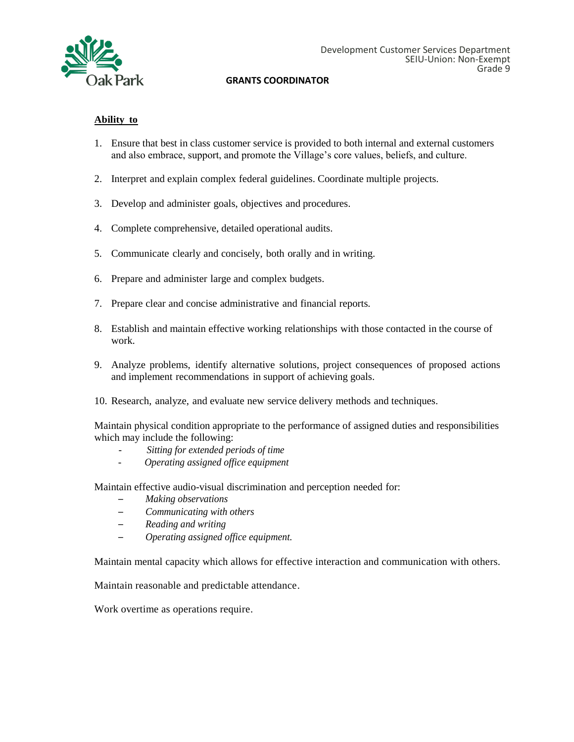## GRANTS COORDINATOR

**Ability to**

1. Ensure that best in class customer service is provided to both internal and external customers and also embrace, support, and promote the Village's core values, beliefs, and culture.
2. Interpret and explain complex federal guidelines. Coordinate multiple projects.
3. Develop and administer goals, objectives and procedures.
4. Complete comprehensive, detailed operational audits.
5. Communicate clearly and concisely, both orally and in writing.
6. Prepare and administer large and complex budgets.
7. Prepare clear and concise administrative and financial reports.
8. Establish and maintain effective working relationships with those contacted in the course of work.
9. Analyze problems, identify alternative solutions, project consequences of proposed actions and implement recommendations in support of achieving goals.
10. Research, analyze, and evaluate new service delivery methods and techniques.

Maintain physical condition appropriate to the performance of assigned duties and responsibilities which may include the following:

- *Sitting for extended periods of time*
- *Operating assigned office equipment*

Maintain effective audio-visual discrimination and perception needed for:

- *Making observations*
- *Communicating with others*
- *Reading and writing*
- *Operating assigned office equipment.*

Maintain mental capacity which allows for effective interaction and communication with others.

Maintain reasonable and predictable attendance.

Work overtime as operations require.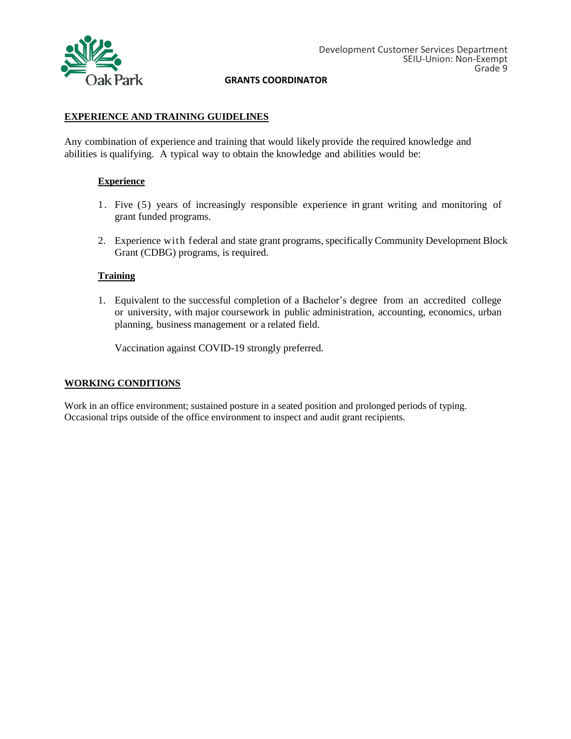Development Customer Services Department
SEIU-Union: Non-Exempt
Grade 9

**GRANTS COORDINATOR**

## EXPERIENCE AND TRAINING GUIDELINES

Any combination of experience and training that would likely provide the required knowledge and abilities is qualifying. A typical way to obtain the knowledge and abilities would be:

### Experience

1. Five (5) years of increasingly responsible experience in grant writing and monitoring of grant funded programs.
2. Experience with federal and state grant programs, specifically Community Development Block Grant (CDBG) programs, is required.

### Training

1. Equivalent to the successful completion of a Bachelor's degree from an accredited college or university, with major coursework in public administration, accounting, economics, urban planning, business management or a related field.

   Vaccination against COVID-19 strongly preferred.

## WORKING CONDITIONS

Work in an office environment; sustained posture in a seated position and prolonged periods of typing. Occasional trips outside of the office environment to inspect and audit grant recipients.